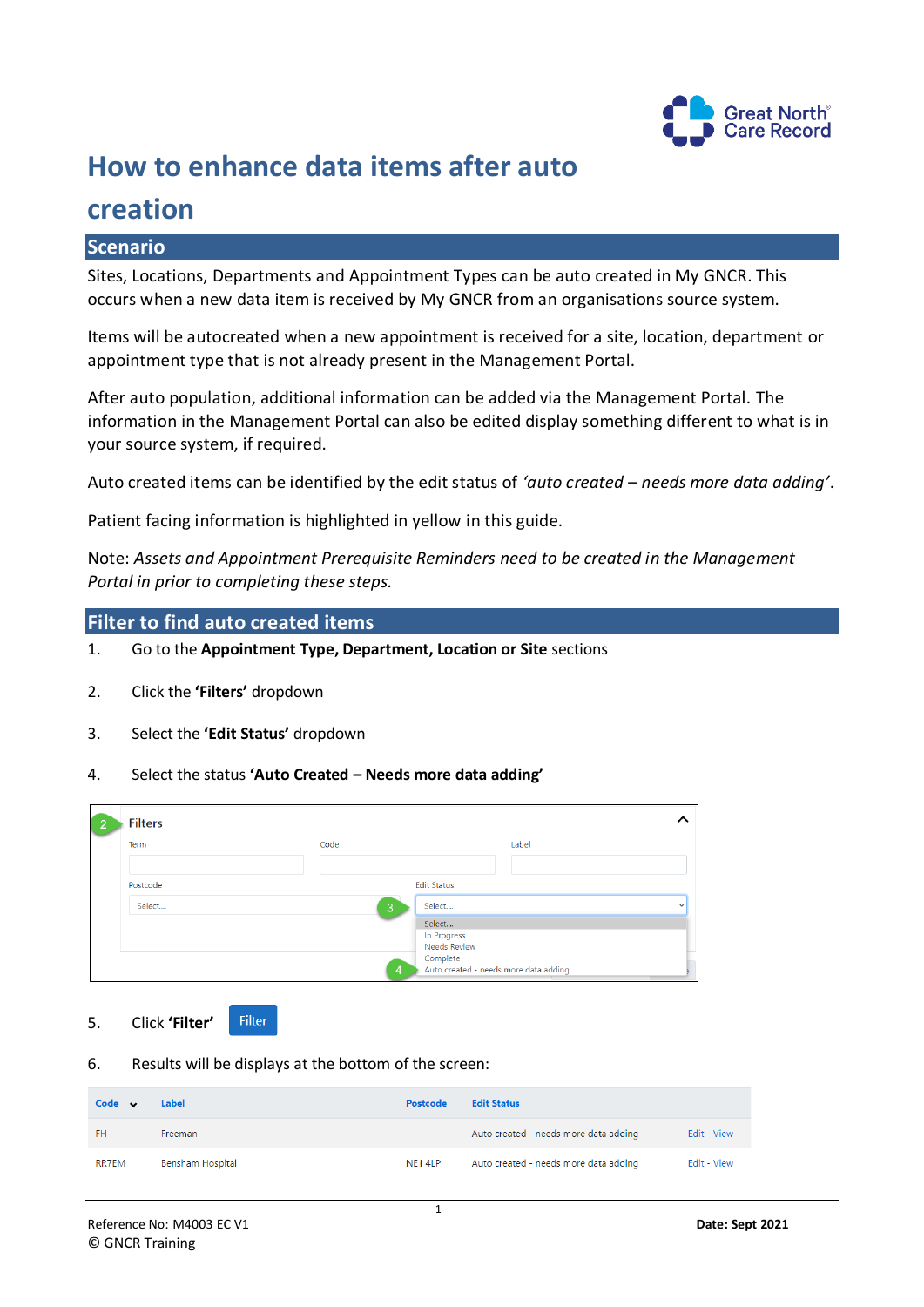# How to enhance data items after auto creation

## Scenario

Sites, Locations, Departments and Appointment Types can be auto created in My GNCR. This occurs when a new data item is received by My GNCR from an organisations source system.

Items will be autocreated when a new appointment is received for a site, location, department or appointment type that is not already present in the Management Portal.

After auto population, additional information can be added via the Management Portal. The information in the Management Portal can also be edited display something different to what is in your source system, if required.

Auto created items can be identified by the edit status of *'auto created – needs more data adding'*.

Patient facing information is highlighted in yellow in this guide.

Note: *Assets and Appointment Prerequisite Reminders need to be created in the Management Portal in prior to completing these steps.*

## Filter to find auto created items

1. Go to the **Appointment Type, Department, Location or Site** sections
2. Click the **'Filters'** dropdown
3. Select the **'Edit Status'** dropdown
4. Select the status **'Auto Created – Needs more data adding'**

Filters
Term
Code
Label
Postcode
Select...
Edit Status
Select...
Select...
In Progress
Needs Review
Complete
Auto created - needs more data adding

5. Click **'Filter'** Filter

6. Results will be displays at the bottom of the screen:

| Code | Label | Postcode | Edit Status | |
|---|---|---|---|---|
| FH | Freeman | | Auto created - needs more data adding | Edit - View |
| RR7EM | Bensham Hospital | NE1 4LP | Auto created - needs more data adding | Edit - View |

Reference No: M4003 EC V1
© GNCR Training

**Date: Sept 2021**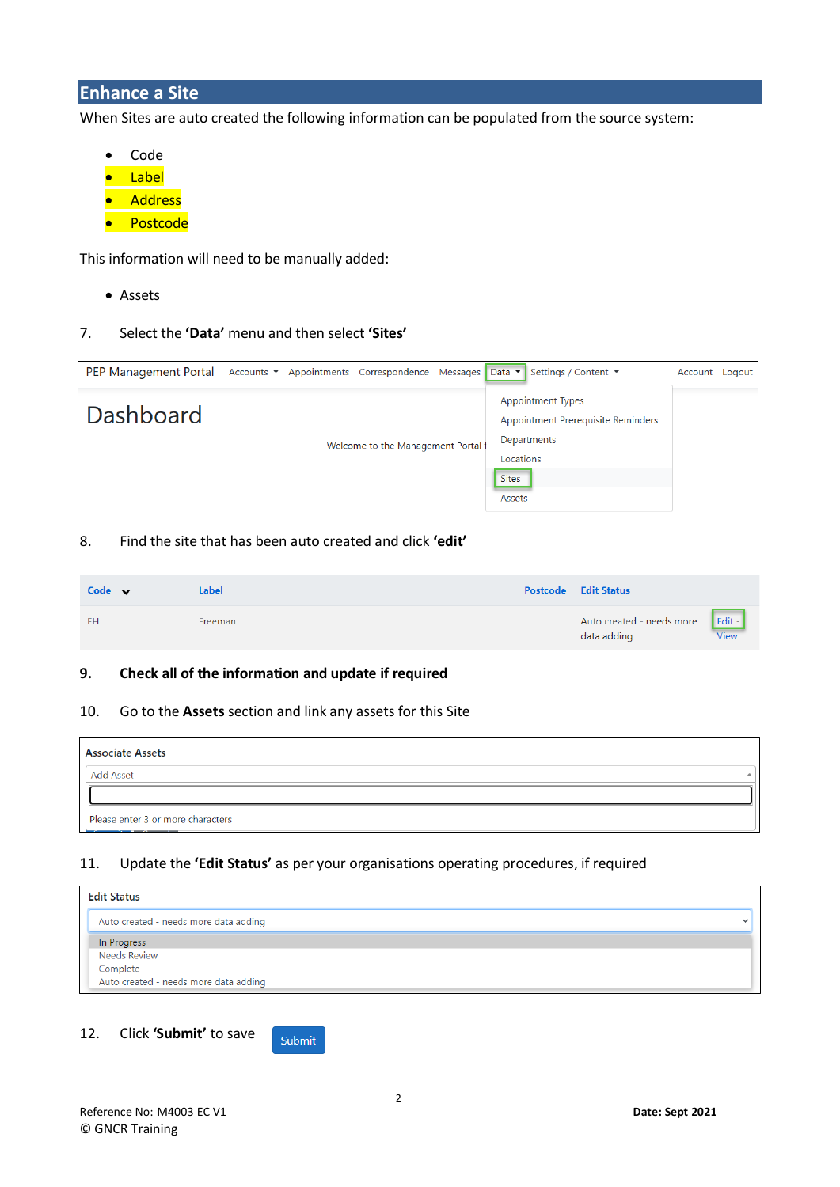## Enhance a Site

When Sites are auto created the following information can be populated from the source system:

- Code
- Label
- Address
- Postcode

This information will need to be manually added:

- Assets

7. Select the **'Data'** menu and then select **'Sites'**

PEP Management Portal Accounts Appointments Correspondence Messages Data Settings / Content Account Logout

Dashboard

Welcome to the Management Portal

Appointment Types
Appointment Prerequisite Reminders
Departments
Locations
Sites
Assets

8. Find the site that has been auto created and click **'edit'**

| Code | Label | Postcode | Edit Status | |
|---|---|---|---|---|
| FH | Freeman | | Auto created - needs more data adding | Edit - View |

9. **Check all of the information and update if required**

10. Go to the **Assets** section and link any assets for this Site

Associate Assets

Add Asset

Please enter 3 or more characters

11. Update the **'Edit Status'** as per your organisations operating procedures, if required

Edit Status

Auto created - needs more data adding

In Progress
Needs Review
Complete
Auto created - needs more data adding

12. Click **'Submit'** to save Submit

Reference No: M4003 EC V1 Date: Sept 2021
© GNCR Training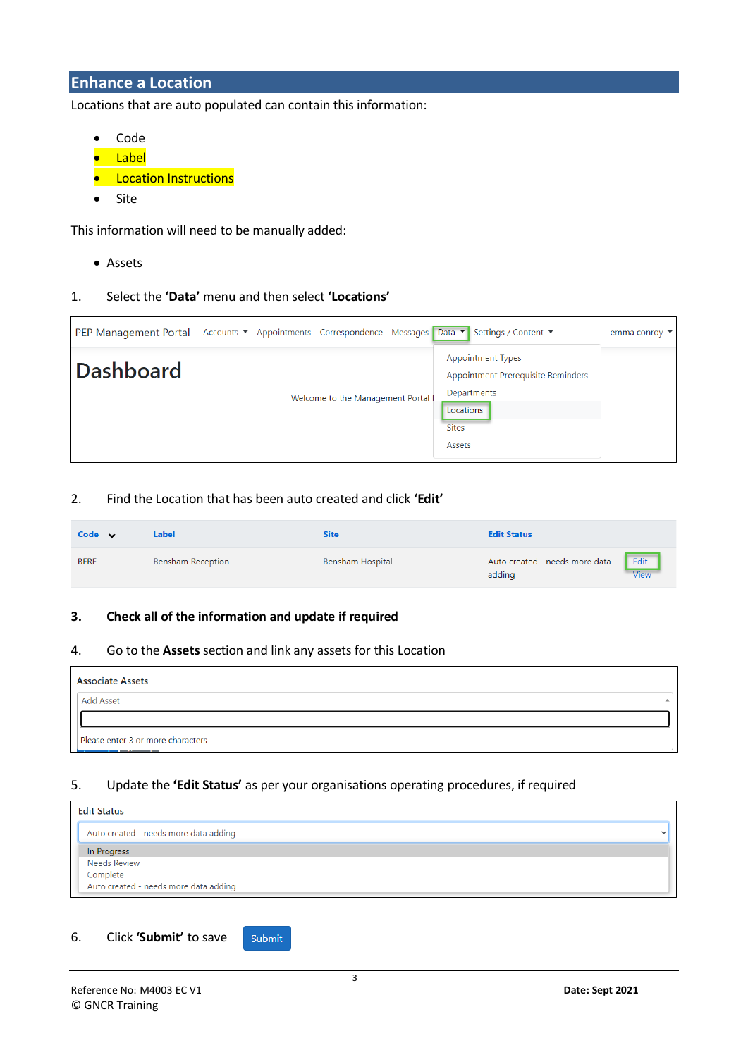## Enhance a Location

Locations that are auto populated can contain this information:

- Code
- Label
- Location Instructions
- Site

This information will need to be manually added:

- Assets

1. Select the **'Data'** menu and then select **'Locations'**

PEP Management Portal Accounts Appointments Correspondence Messages Data Settings / Content emma conroy

**Dashboard**

Welcome to the Management Portal

Appointment Types
Appointment Prerequisite Reminders
Departments
Locations
Sites
Assets

2. Find the Location that has been auto created and click **'Edit'**

| Code | Label | Site | Edit Status | |
|---|---|---|---|---|
| BERE | Bensham Reception | Bensham Hospital | Auto created - needs more data adding | Edit - View |

3. **Check all of the information and update if required**

4. Go to the **Assets** section and link any assets for this Location

Associate Assets

Add Asset

Please enter 3 or more characters

5. Update the **'Edit Status'** as per your organisations operating procedures, if required

Edit Status

Auto created - needs more data adding

In Progress
Needs Review
Complete
Auto created - needs more data adding

6. Click **'Submit'** to save Submit

Reference No: M4003 EC V1
© GNCR Training

**Date: Sept 2021**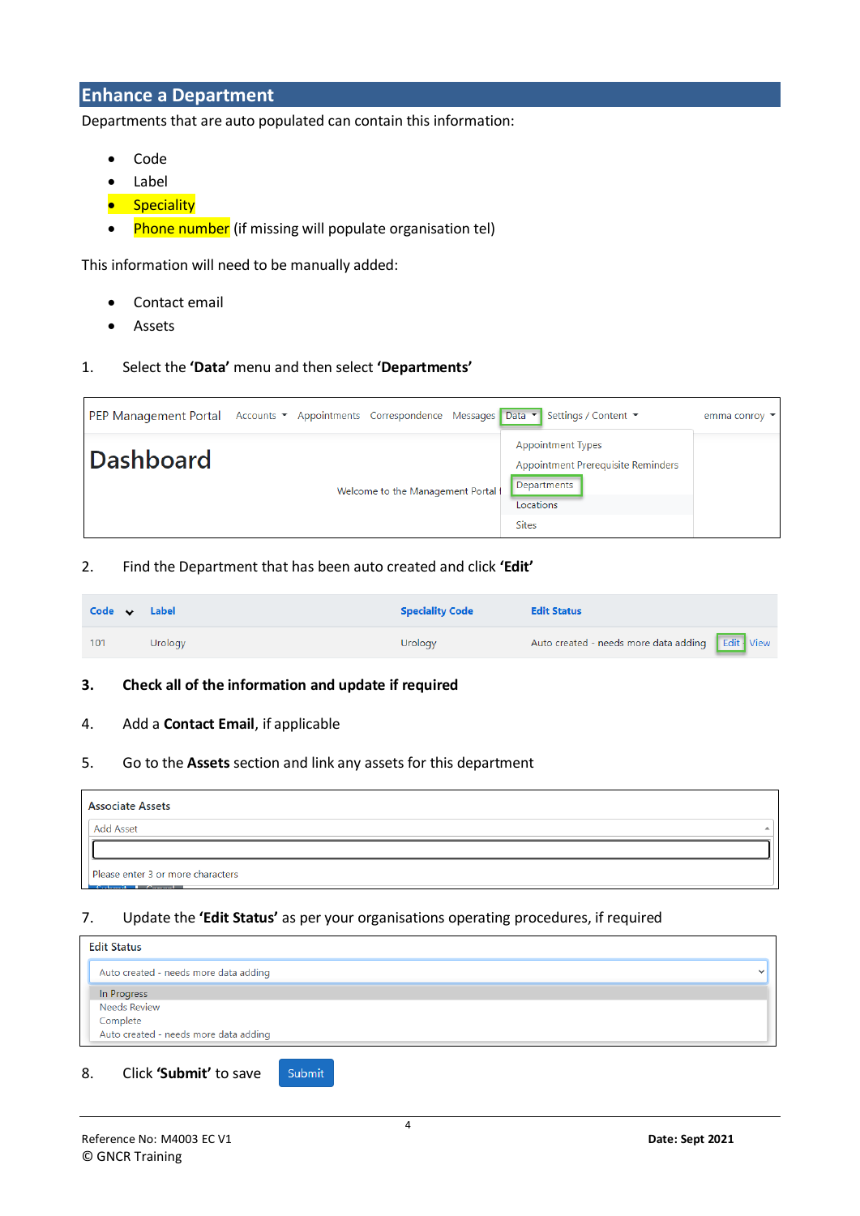## Enhance a Department

Departments that are auto populated can contain this information:

- Code
- Label
- Speciality
- Phone number (if missing will populate organisation tel)

This information will need to be manually added:

- Contact email
- Assets

1. Select the **'Data'** menu and then select **'Departments'**

PEP Management Portal Accounts Appointments Correspondence Messages Data Settings / Content emma conroy

Dashboard

Welcome to the Management Portal

Appointment Types
Appointment Prerequisite Reminders
Departments
Locations
Sites

2. Find the Department that has been auto created and click **'Edit'**

| Code | Label | Speciality Code | Edit Status | |
|---|---|---|---|---|
| 101 | Urology | Urology | Auto created - needs more data adding | Edit View |

3. **Check all of the information and update if required**
4. Add a **Contact Email**, if applicable
5. Go to the **Assets** section and link any assets for this department

Associate Assets

Add Asset

Please enter 3 or more characters

7. Update the **'Edit Status'** as per your organisations operating procedures, if required

Edit Status

Auto created - needs more data adding

In Progress
Needs Review
Complete
Auto created - needs more data adding

8. Click **'Submit'** to save Submit

Reference No: M4003 EC V1
© GNCR Training

**Date: Sept 2021**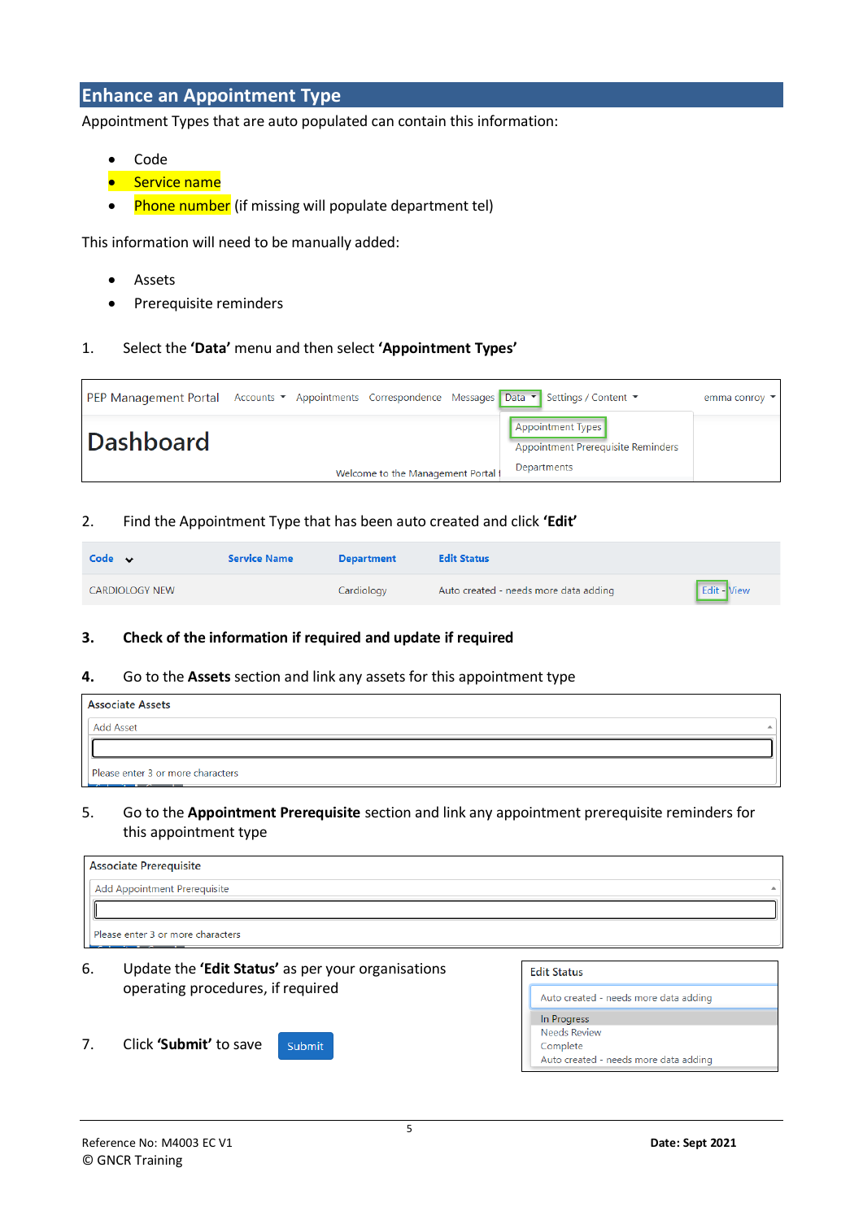## Enhance an Appointment Type

Appointment Types that are auto populated can contain this information:

- Code
- Service name
- Phone number (if missing will populate department tel)

This information will need to be manually added:

- Assets
- Prerequisite reminders

1. Select the **'Data'** menu and then select **'Appointment Types'**

PEP Management Portal Accounts Appointments Correspondence Messages Data Settings / Content emma conroy

Dashboard

Appointment Types
Appointment Prerequisite Reminders
Departments

Welcome to the Management Portal

2. Find the Appointment Type that has been auto created and click **'Edit'**

| Code | Service Name | Department | Edit Status | |
|---|---|---|---|---|
| CARDIOLOGY NEW | | Cardiology | Auto created - needs more data adding | Edit - View |

3. **Check of the information if required and update if required**

4. Go to the **Assets** section and link any assets for this appointment type

Associate Assets
Add Asset
Please enter 3 or more characters

5. Go to the **Appointment Prerequisite** section and link any appointment prerequisite reminders for this appointment type

Associate Prerequisite
Add Appointment Prerequisite
Please enter 3 or more characters

6. Update the **'Edit Status'** as per your organisations operating procedures, if required

Edit Status
Auto created - needs more data adding
In Progress
Needs Review
Complete
Auto created - needs more data adding

7. Click **'Submit'** to save Submit

Reference No: M4003 EC V1
© GNCR Training

**Date: Sept 2021**